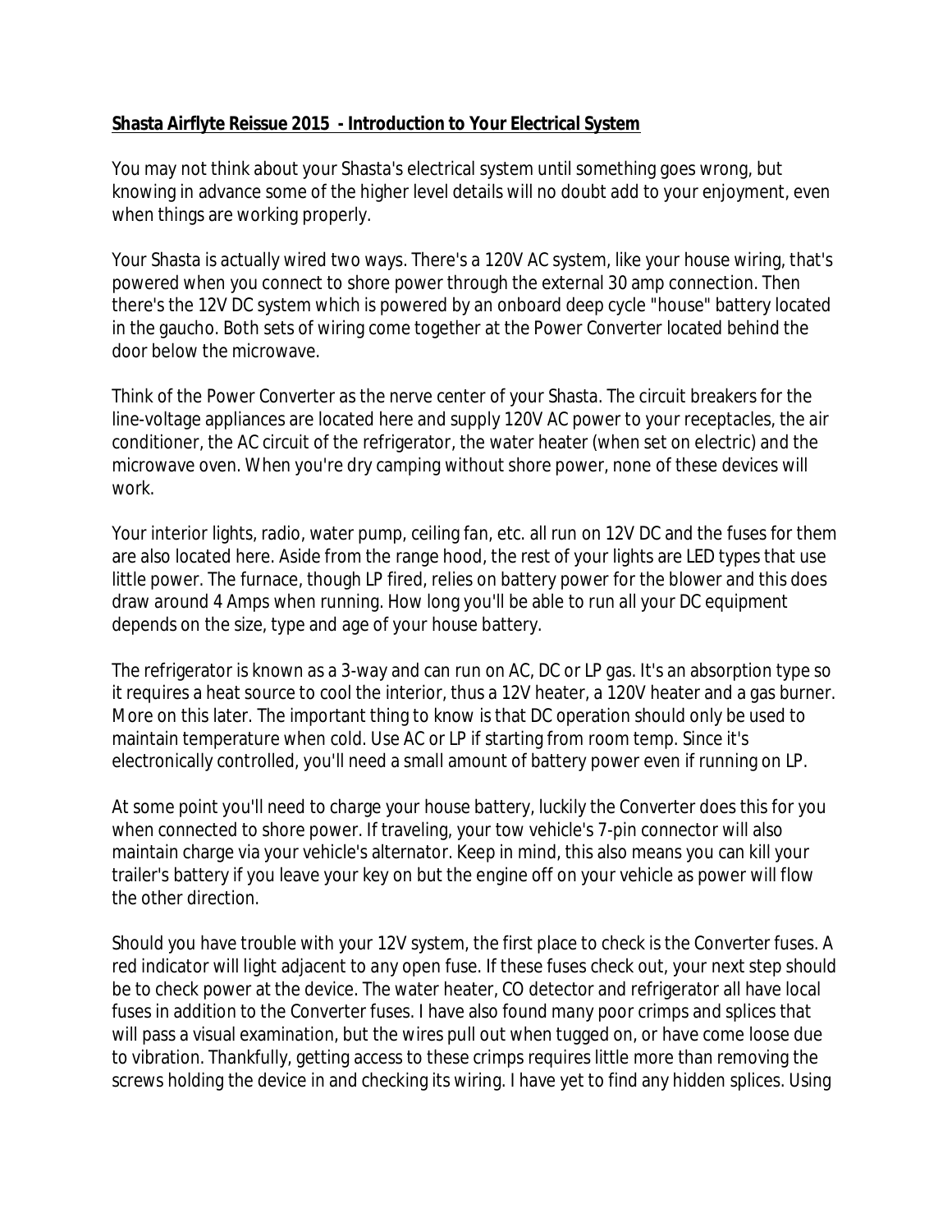**Shasta Airflyte Reissue 2015 - Introduction to Your Electrical System**

You may not think about your Shasta's electrical system until something goes wrong, but knowing in advance some of the higher level details will no doubt add to your enjoyment, even when things are working properly.

Your Shasta is actually wired two ways. There's a 120V AC system, like your house wiring, that's powered when you connect to shore power through the external 30 amp connection. Then there's the 12V DC system which is powered by an onboard deep cycle "house" battery located in the gaucho. Both sets of wiring come together at the Power Converter located behind the door below the microwave.

Think of the Power Converter as the nerve center of your Shasta. The circuit breakers for the line-voltage appliances are located here and supply 120V AC power to your receptacles, the air conditioner, the AC circuit of the refrigerator, the water heater (when set on electric) and the microwave oven. When you're dry camping without shore power, none of these devices will work.

Your interior lights, radio, water pump, ceiling fan, etc. all run on 12V DC and the fuses for them are also located here. Aside from the range hood, the rest of your lights are LED types that use little power. The furnace, though LP fired, relies on battery power for the blower and this does draw around 4 Amps when running. How long you'll be able to run all your DC equipment depends on the size, type and age of your house battery.

The refrigerator is known as a 3-way and can run on AC, DC or LP gas. It's an absorption type so it requires a heat source to cool the interior, thus a 12V heater, a 120V heater and a gas burner. More on this later. The important thing to know is that DC operation should only be used to maintain temperature when cold. Use AC or LP if starting from room temp. Since it's electronically controlled, you'll need a small amount of battery power even if running on LP.

At some point you'll need to charge your house battery, luckily the Converter does this for you when connected to shore power. If traveling, your tow vehicle's 7-pin connector will also maintain charge via your vehicle's alternator. Keep in mind, this also means you can kill your trailer's battery if you leave your key on but the engine off on your vehicle as power will flow the other direction.

Should you have trouble with your 12V system, the first place to check is the Converter fuses. A red indicator will light adjacent to any open fuse. If these fuses check out, your next step should be to check power at the device. The water heater, CO detector and refrigerator all have local fuses in addition to the Converter fuses. I have also found many poor crimps and splices that will pass a visual examination, but the wires pull out when tugged on, or have come loose due to vibration. Thankfully, getting access to these crimps requires little more than removing the screws holding the device in and checking its wiring. I have yet to find any hidden splices. Using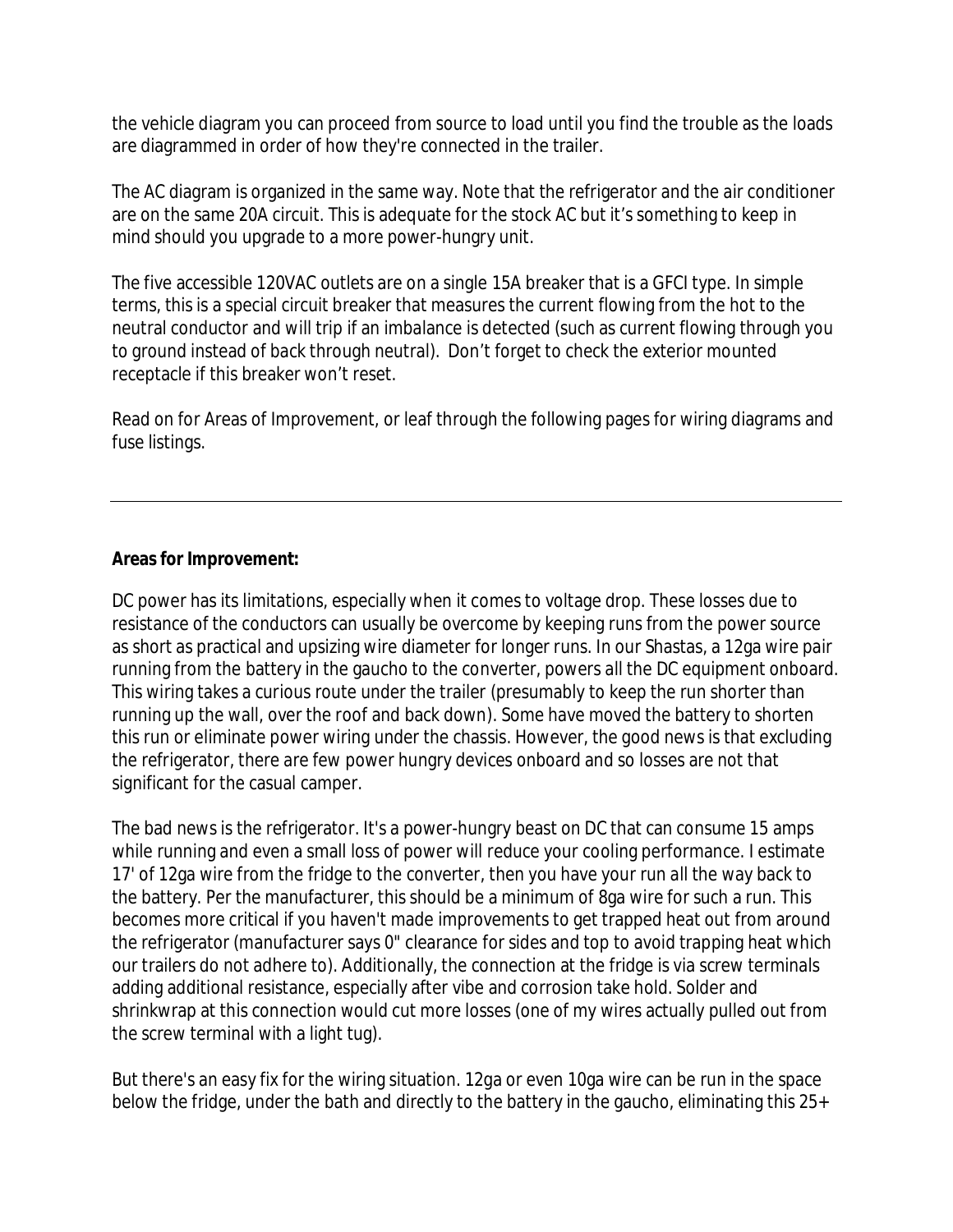the vehicle diagram you can proceed from source to load until you find the trouble as the loads are diagrammed in order of how they're connected in the trailer.

The AC diagram is organized in the same way. Note that the refrigerator and the air conditioner are on the same 20A circuit. This is adequate for the stock AC but it's something to keep in mind should you upgrade to a more power-hungry unit.

The five accessible 120VAC outlets are on a single 15A breaker that is a GFCI type. In simple terms, this is a special circuit breaker that measures the current flowing from the hot to the neutral conductor and will trip if an imbalance is detected (such as current flowing through you to ground instead of back through neutral). Don't forget to check the exterior mounted receptacle if this breaker won't reset.

Read on for Areas of Improvement, or leaf through the following pages for wiring diagrams and fuse listings.

---

**Areas for Improvement:**

DC power has its limitations, especially when it comes to voltage drop. These losses due to resistance of the conductors can usually be overcome by keeping runs from the power source as short as practical and upsizing wire diameter for longer runs. In our Shastas, a 12ga wire pair running from the battery in the gaucho to the converter, powers all the DC equipment onboard. This wiring takes a curious route under the trailer (presumably to keep the run shorter than running up the wall, over the roof and back down). Some have moved the battery to shorten this run or eliminate power wiring under the chassis. However, the good news is that excluding the refrigerator, there are few power hungry devices onboard and so losses are not that significant for the casual camper.

The bad news is the refrigerator. It's a power-hungry beast on DC that can consume 15 amps while running and even a small loss of power will reduce your cooling performance. I estimate 17' of 12ga wire from the fridge to the converter, then you have your run all the way back to the battery. Per the manufacturer, this should be a minimum of 8ga wire for such a run. This becomes more critical if you haven't made improvements to get trapped heat out from around the refrigerator (manufacturer says 0" clearance for sides and top to avoid trapping heat which our trailers do not adhere to). Additionally, the connection at the fridge is via screw terminals adding additional resistance, especially after vibe and corrosion take hold. Solder and shrinkwrap at this connection would cut more losses (one of my wires actually pulled out from the screw terminal with a light tug).

But there's an easy fix for the wiring situation. 12ga or even 10ga wire can be run in the space below the fridge, under the bath and directly to the battery in the gaucho, eliminating this 25+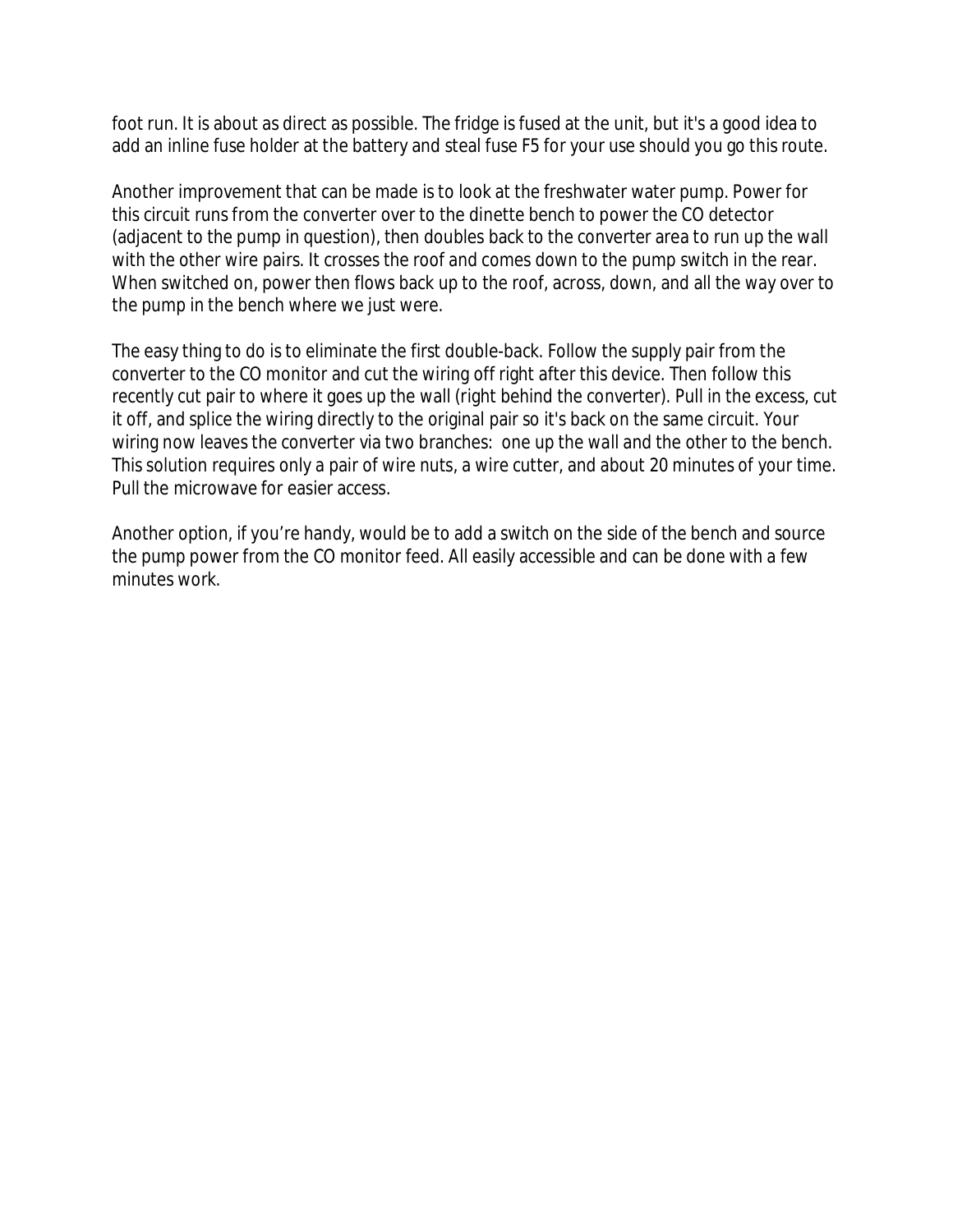foot run. It is about as direct as possible. The fridge is fused at the unit, but it's a good idea to add an inline fuse holder at the battery and steal fuse F5 for your use should you go this route.

Another improvement that can be made is to look at the freshwater water pump. Power for this circuit runs from the converter over to the dinette bench to power the CO detector (adjacent to the pump in question), then doubles back to the converter area to run up the wall with the other wire pairs. It crosses the roof and comes down to the pump switch in the rear. When switched on, power then flows back up to the roof, across, down, and all the way over to the pump in the bench where we just were.

The easy thing to do is to eliminate the first double-back. Follow the supply pair from the converter to the CO monitor and cut the wiring off right after this device. Then follow this recently cut pair to where it goes up the wall (right behind the converter). Pull in the excess, cut it off, and splice the wiring directly to the original pair so it's back on the same circuit. Your wiring now leaves the converter via two branches: one up the wall and the other to the bench. This solution requires only a pair of wire nuts, a wire cutter, and about 20 minutes of your time. Pull the microwave for easier access.

Another option, if you're handy, would be to add a switch on the side of the bench and source the pump power from the CO monitor feed. All easily accessible and can be done with a few minutes work.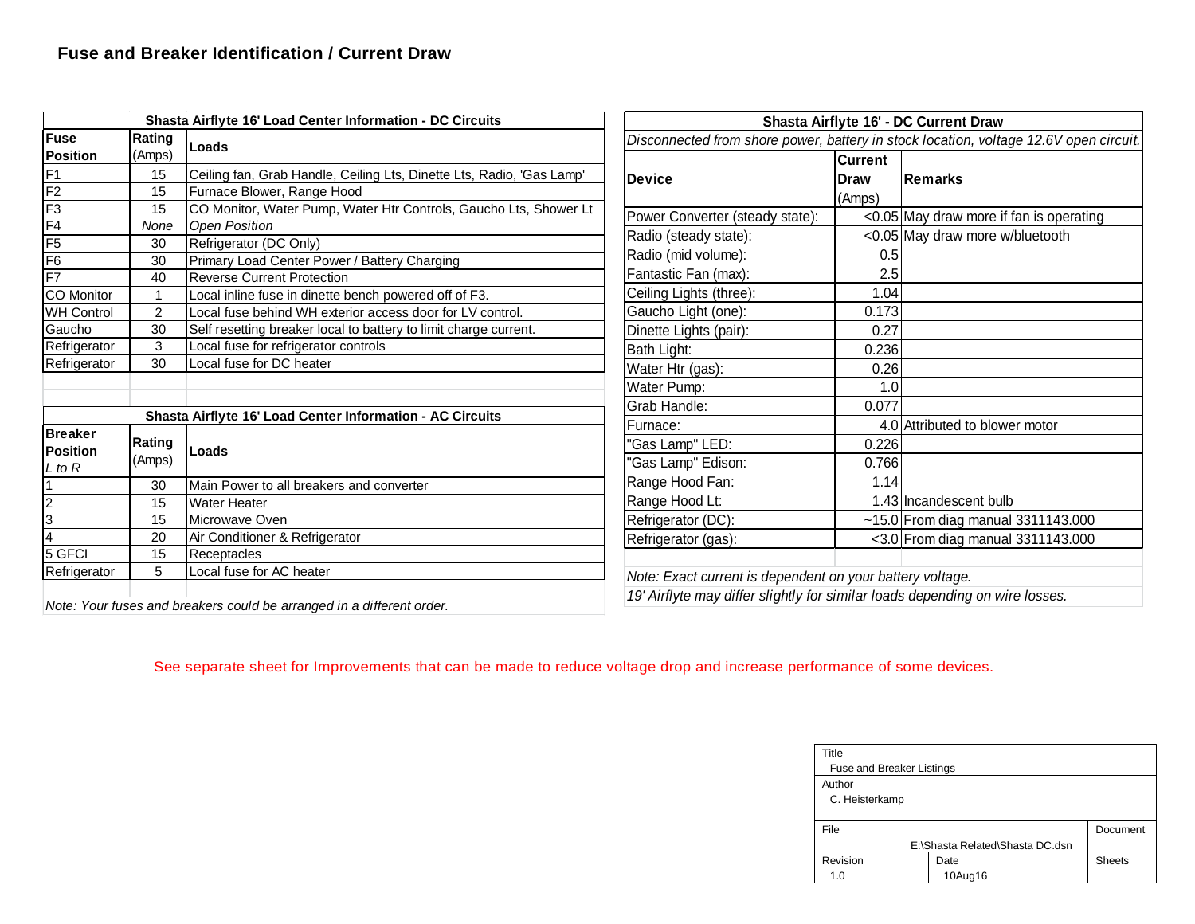# Fuse and Breaker Identification / Current Draw

| Shasta Airflyte 16' Load Center Information - DC Circuits | | |
|---|---|---|
| **Fuse Position** | **Rating** (Amps) | **Loads** |
| F1 | 15 | Ceiling fan, Grab Handle, Ceiling Lts, Dinette Lts, Radio, 'Gas Lamp' |
| F2 | 15 | Furnace Blower, Range Hood |
| F3 | 15 | CO Monitor, Water Pump, Water Htr Controls, Gaucho Lts, Shower Lt |
| F4 | *None* | *Open Position* |
| F5 | 30 | Refrigerator (DC Only) |
| F6 | 30 | Primary Load Center Power / Battery Charging |
| F7 | 40 | Reverse Current Protection |
| CO Monitor | 1 | Local inline fuse in dinette bench powered off of F3. |
| WH Control | 2 | Local fuse behind WH exterior access door for LV control. |
| Gaucho | 30 | Self resetting breaker local to battery to limit charge current. |
| Refrigerator | 3 | Local fuse for refrigerator controls |
| Refrigerator | 30 | Local fuse for DC heater |

| Shasta Airflyte 16' Load Center Information - AC Circuits | | |
|---|---|---|
| **Breaker Position** *L to R* | **Rating** (Amps) | **Loads** |
| 1 | 30 | Main Power to all breakers and converter |
| 2 | 15 | Water Heater |
| 3 | 15 | Microwave Oven |
| 4 | 20 | Air Conditioner & Refrigerator |
| 5 GFCI | 15 | Receptacles |
| Refrigerator | 5 | Local fuse for AC heater |

*Note: Your fuses and breakers could be arranged in a different order.*

| Shasta Airflyte 16' - DC Current Draw | | |
|---|---|---|
| *Disconnected from shore power, battery in stock location, voltage 12.6V open circuit.* | | |
| **Device** | **Current Draw** (Amps) | **Remarks** |
| Power Converter (steady state): | <0.05 | May draw more if fan is operating |
| Radio (steady state): | <0.05 | May draw more w/bluetooth |
| Radio (mid volume): | 0.5 | |
| Fantastic Fan (max): | 2.5 | |
| Ceiling Lights (three): | 1.04 | |
| Gaucho Light (one): | 0.173 | |
| Dinette Lights (pair): | 0.27 | |
| Bath Light: | 0.236 | |
| Water Htr (gas): | 0.26 | |
| Water Pump: | 1.0 | |
| Grab Handle: | 0.077 | |
| Furnace: | 4.0 | Attributed to blower motor |
| "Gas Lamp" LED: | 0.226 | |
| "Gas Lamp" Edison: | 0.766 | |
| Range Hood Fan: | 1.14 | |
| Range Hood Lt: | 1.43 | Incandescent bulb |
| Refrigerator (DC): | ~15.0 | From diag manual 3311143.000 |
| Refrigerator (gas): | <3.0 | From diag manual 3311143.000 |

*Note: Exact current is dependent on your battery voltage.*
*19' Airflyte may differ slightly for similar loads depending on wire losses.*

See separate sheet for Improvements that can be made to reduce voltage drop and increase performance of some devices.

| Title | | |
|---|---|---|
| Fuse and Breaker Listings | | |
| Author | | |
| C. Heisterkamp | | |
| File | | Document |
| E:\Shasta Related\Shasta DC.dsn | | |
| Revision | Date | Sheets |
| 1.0 | 10Aug16 | |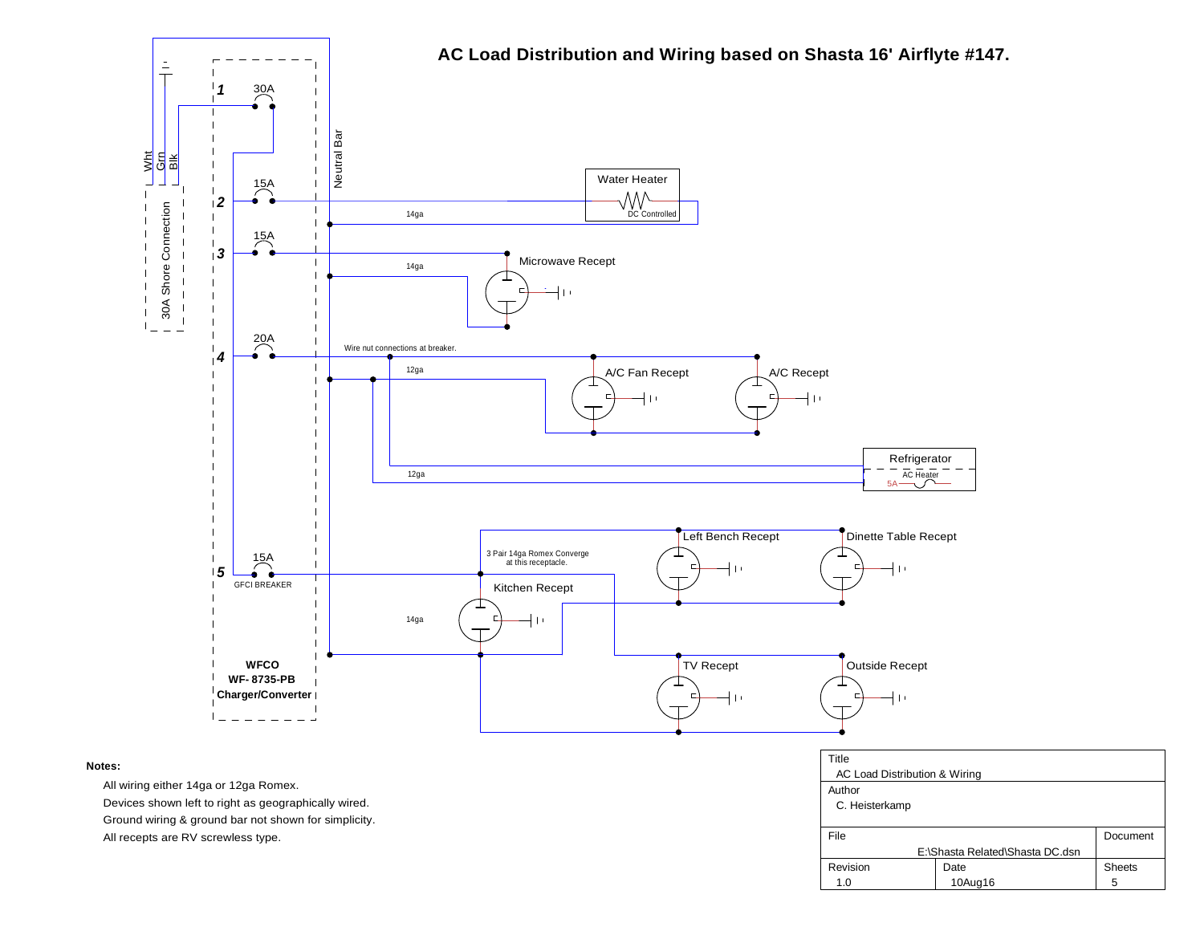# AC Load Distribution and Wiring based on Shasta 16' Airflyte #147.

Wht Grn Blk

30A Shore Connection

1 30A

2 15A

3 15A

4 20A

5 15A GFCI BREAKER

Neutral Bar

**WFCO WF- 8735-PB Charger/Converter**

Water Heater DC Controlled

14ga

Microwave Recept

14ga

Wire nut connections at breaker.

12ga

A/C Fan Recept

A/C Recept

Refrigerator AC Heater 5A

12ga

3 Pair 14ga Romex Converge at this receptacle.

Kitchen Recept

14ga

Left Bench Recept

Dinette Table Recept

TV Recept

Outside Recept

**Notes:**

All wiring either 14ga or 12ga Romex.

Devices shown left to right as geographically wired.

Ground wiring & ground bar not shown for simplicity.

All recepts are RV screwless type.

| Title | | |
|---|---|---|
| AC Load Distribution & Wiring | | |
| Author | | |
| C. Heisterkamp | | |
| File | | Document |
| E:\Shasta Related\Shasta DC.dsn | | |
| Revision | Date | Sheets |
| 1.0 | 10Aug16 | 5 |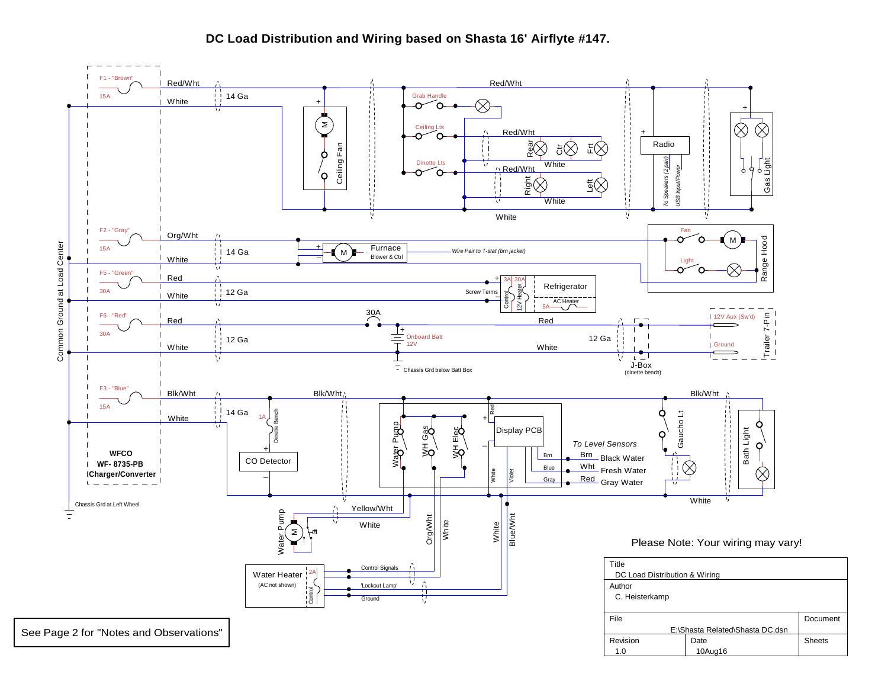# DC Load Distribution and Wiring based on Shasta 16' Airflyte #147.

Please Note: Your wiring may vary!

See Page 2 for "Notes and Observations"

| Title | | |
|---|---|---|
| DC Load Distribution & Wiring | | |
| Author | | |
| C. Heisterkamp | | |
| File | | Document |
| E:\Shasta Related\Shasta DC.dsn | | |
| Revision | Date | Sheets |
| 1.0 | 10Aug16 | |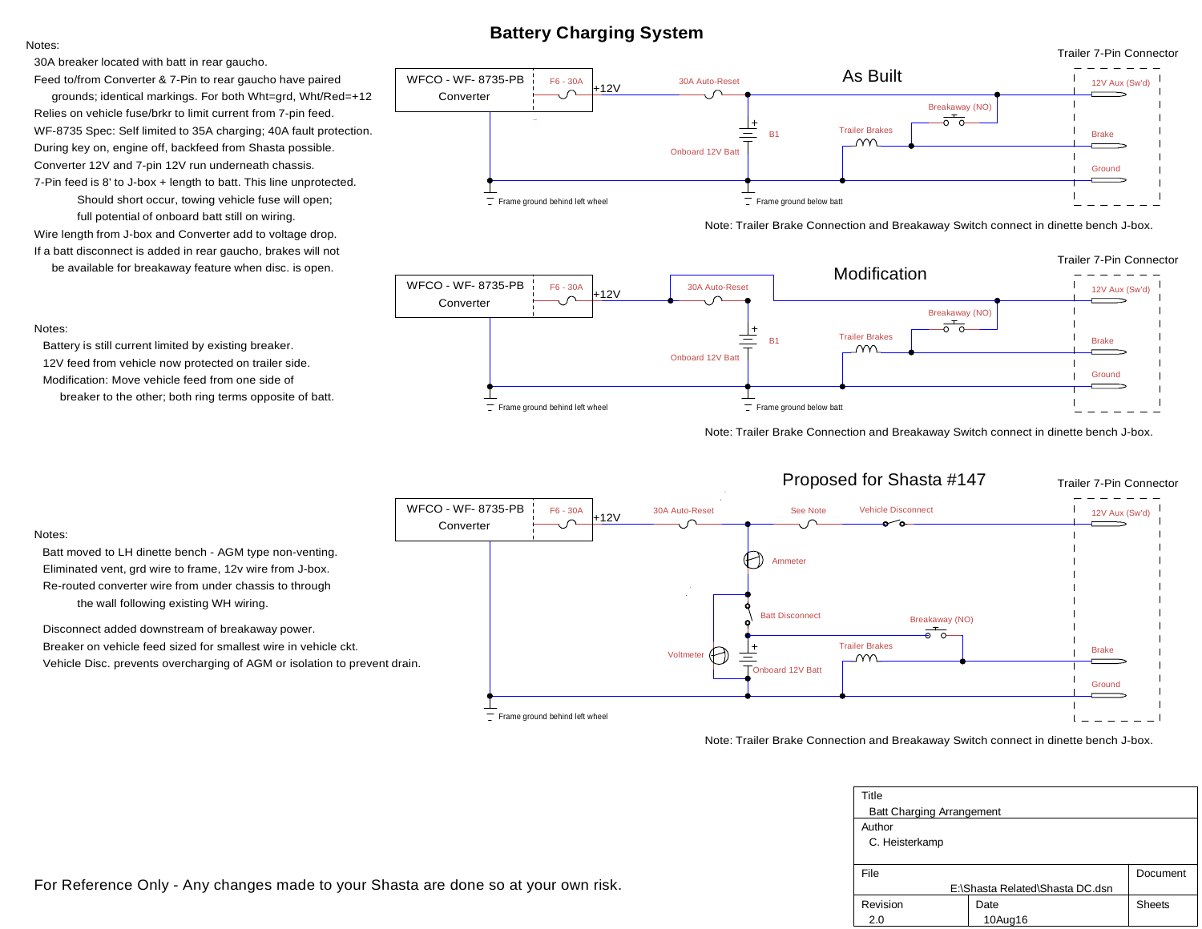# Battery Charging System

**Notes:**

- 30A breaker located with batt in rear gaucho.
- Feed to/from Converter & 7-Pin to rear gaucho have paired grounds; identical markings. For both Wht=grd, Wht/Red=+12
- Relies on vehicle fuse/brkr to limit current from 7-pin feed.
- WF-8735 Spec: Self limited to 35A charging; 40A fault protection.
- During key on, engine off, backfeed from Shasta possible.
- Converter 12V and 7-pin 12V run underneath chassis.
- 7-Pin feed is 8' to J-box + length to batt. This line unprotected.
  - Should short occur, towing vehicle fuse will open;
  - full potential of onboard batt still on wiring.
- Wire length from J-box and Converter add to voltage drop.
- If a batt disconnect is added in rear gaucho, brakes will not be available for breakaway feature when disc. is open.

## As Built

WFCO - WF- 8735-PB Converter | F6 - 30A | +12V | 30A Auto-Reset | B1 | Onboard 12V Batt | Breakaway (NO) | Trailer Brakes | Frame ground behind left wheel | Frame ground below batt

Trailer 7-Pin Connector: 12V Aux (Sw'd), Brake, Ground

Note: Trailer Brake Connection and Breakaway Switch connect in dinette bench J-box.

**Notes:**

- Battery is still current limited by existing breaker.
- 12V feed from vehicle now protected on trailer side.
- Modification: Move vehicle feed from one side of breaker to the other; both ring terms opposite of batt.

## Modification

WFCO - WF- 8735-PB Converter | F6 - 30A | +12V | 30A Auto-Reset | B1 | Onboard 12V Batt | Breakaway (NO) | Trailer Brakes | Frame ground behind left wheel | Frame ground below batt

Trailer 7-Pin Connector: 12V Aux (Sw'd), Brake, Ground

Note: Trailer Brake Connection and Breakaway Switch connect in dinette bench J-box.

**Notes:**

- Batt moved to LH dinette bench - AGM type non-venting.
- Eliminated vent, grd wire to frame, 12v wire from J-box.
- Re-routed converter wire from under chassis to through the wall following existing WH wiring.
- Disconnect added downstream of breakaway power.
- Breaker on vehicle feed sized for smallest wire in vehicle ckt.
- Vehicle Disc. prevents overcharging of AGM or isolation to prevent drain.

## Proposed for Shasta #147

WFCO - WF- 8735-PB Converter | F6 - 30A | +12V | 30A Auto-Reset | See Note | Vehicle Disconnect | Ammeter | Batt Disconnect | Breakaway (NO) | Voltmeter | Onboard 12V Batt | Trailer Brakes | Frame ground behind left wheel

Trailer 7-Pin Connector: 12V Aux (Sw'd), Brake, Ground

Note: Trailer Brake Connection and Breakaway Switch connect in dinette bench J-box.

For Reference Only - Any changes made to your Shasta are done so at your own risk.

| Title | | |
|---|---|---|
| Batt Charging Arrangement | | |
| Author | | |
| C. Heisterkamp | | |
| File | | Document |
| E:\Shasta Related\Shasta DC.dsn | | |
| Revision | Date | Sheets |
| 2.0 | 10Aug16 | |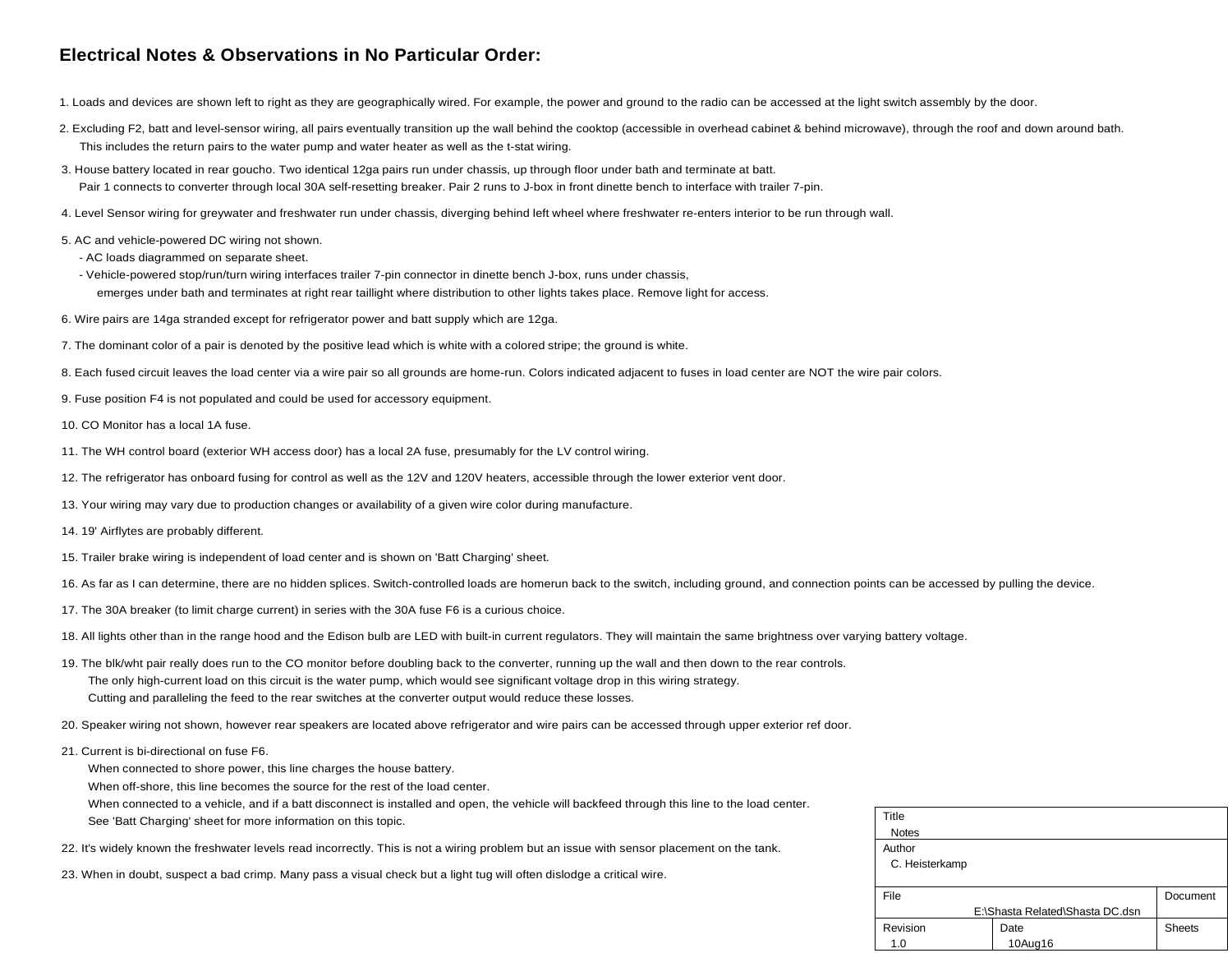# Electrical Notes & Observations in No Particular Order:

1. Loads and devices are shown left to right as they are geographically wired. For example, the power and ground to the radio can be accessed at the light switch assembly by the door.

2. Excluding F2, batt and level-sensor wiring, all pairs eventually transition up the wall behind the cooktop (accessible in overhead cabinet & behind microwave), through the roof and down around bath.
   This includes the return pairs to the water pump and water heater as well as the t-stat wiring.

3. House battery located in rear goucho. Two identical 12ga pairs run under chassis, up through floor under bath and terminate at batt.
   Pair 1 connects to converter through local 30A self-resetting breaker. Pair 2 runs to J-box in front dinette bench to interface with trailer 7-pin.

4. Level Sensor wiring for greywater and freshwater run under chassis, diverging behind left wheel where freshwater re-enters interior to be run through wall.

5. AC and vehicle-powered DC wiring not shown.
   - AC loads diagrammed on separate sheet.
   - Vehicle-powered stop/run/turn wiring interfaces trailer 7-pin connector in dinette bench J-box, runs under chassis,
     emerges under bath and terminates at right rear taillight where distribution to other lights takes place. Remove light for access.

6. Wire pairs are 14ga stranded except for refrigerator power and batt supply which are 12ga.

7. The dominant color of a pair is denoted by the positive lead which is white with a colored stripe; the ground is white.

8. Each fused circuit leaves the load center via a wire pair so all grounds are home-run. Colors indicated adjacent to fuses in load center are NOT the wire pair colors.

9. Fuse position F4 is not populated and could be used for accessory equipment.

10. CO Monitor has a local 1A fuse.

11. The WH control board (exterior WH access door) has a local 2A fuse, presumably for the LV control wiring.

12. The refrigerator has onboard fusing for control as well as the 12V and 120V heaters, accessible through the lower exterior vent door.

13. Your wiring may vary due to production changes or availability of a given wire color during manufacture.

14. 19' Airflytes are probably different.

15. Trailer brake wiring is independent of load center and is shown on 'Batt Charging' sheet.

16. As far as I can determine, there are no hidden splices. Switch-controlled loads are homerun back to the switch, including ground, and connection points can be accessed by pulling the device.

17. The 30A breaker (to limit charge current) in series with the 30A fuse F6 is a curious choice.

18. All lights other than in the range hood and the Edison bulb are LED with built-in current regulators. They will maintain the same brightness over varying battery voltage.

19. The blk/wht pair really does run to the CO monitor before doubling back to the converter, running up the wall and then down to the rear controls.
    The only high-current load on this circuit is the water pump, which would see significant voltage drop in this wiring strategy.
    Cutting and paralleling the feed to the rear switches at the converter output would reduce these losses.

20. Speaker wiring not shown, however rear speakers are located above refrigerator and wire pairs can be accessed through upper exterior ref door.

21. Current is bi-directional on fuse F6.
    When connected to shore power, this line charges the house battery.
    When off-shore, this line becomes the source for the rest of the load center.
    When connected to a vehicle, and if a batt disconnect is installed and open, the vehicle will backfeed through this line to the load center.
    See 'Batt Charging' sheet for more information on this topic.

22. It's widely known the freshwater levels read incorrectly. This is not a wiring problem but an issue with sensor placement on the tank.

23. When in doubt, suspect a bad crimp. Many pass a visual check but a light tug will often dislodge a critical wire.

| | | |
|---|---|---|
| Title: Notes | | |
| Author: C. Heisterkamp | | |
| File: E:\Shasta Related\Shasta DC.dsn | | Document |
| Revision: 1.0 | Date: 10Aug16 | Sheets |